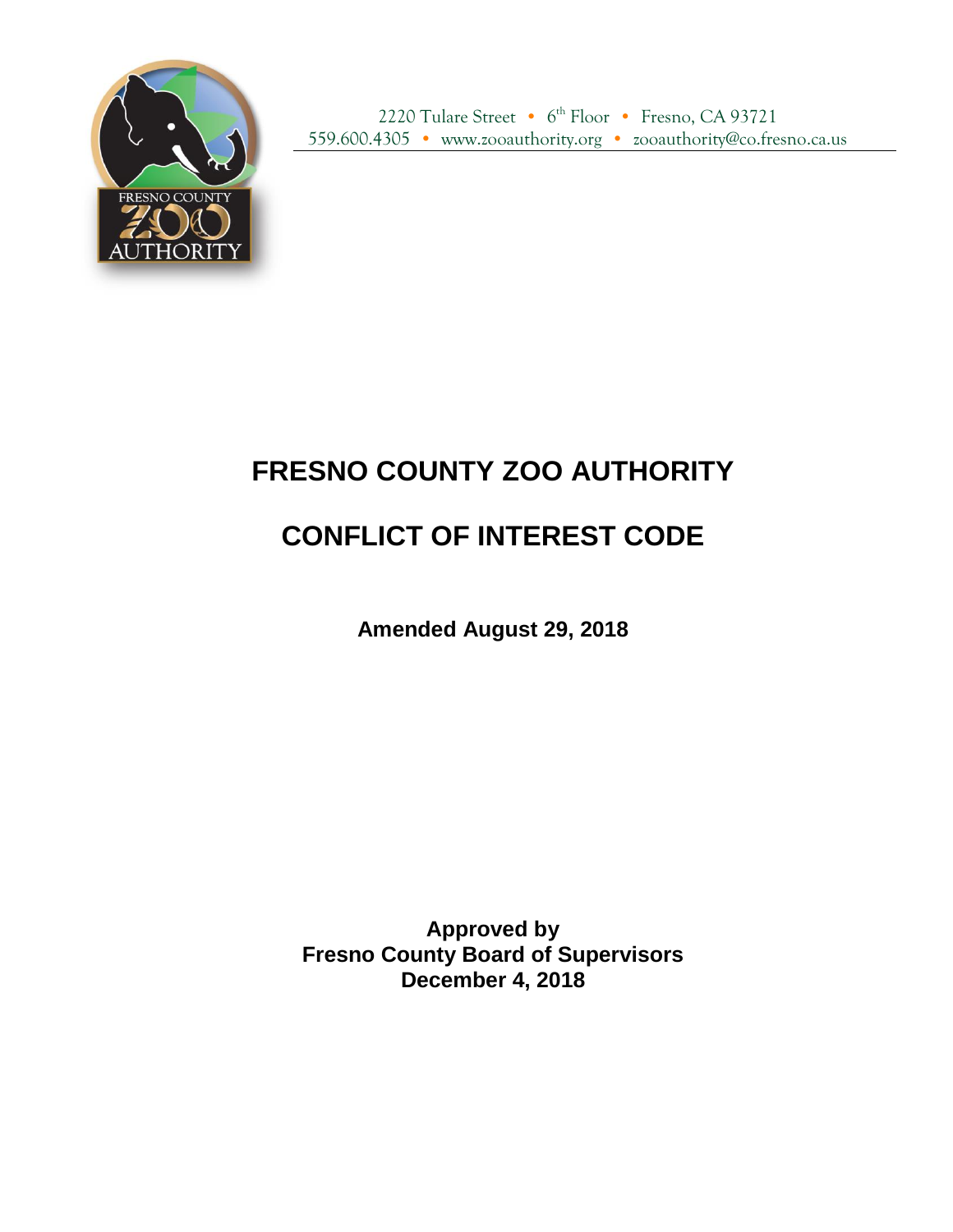2220 Tulare Street • 6th Floor • Fresno, CA 93721
559.600.4305 • www.zooauthority.org • zooauthority@co.fresno.ca.us

# FRESNO COUNTY ZOO AUTHORITY

# CONFLICT OF INTEREST CODE

**Amended August 29, 2018**

**Approved by**
**Fresno County Board of Supervisors**
**December 4, 2018**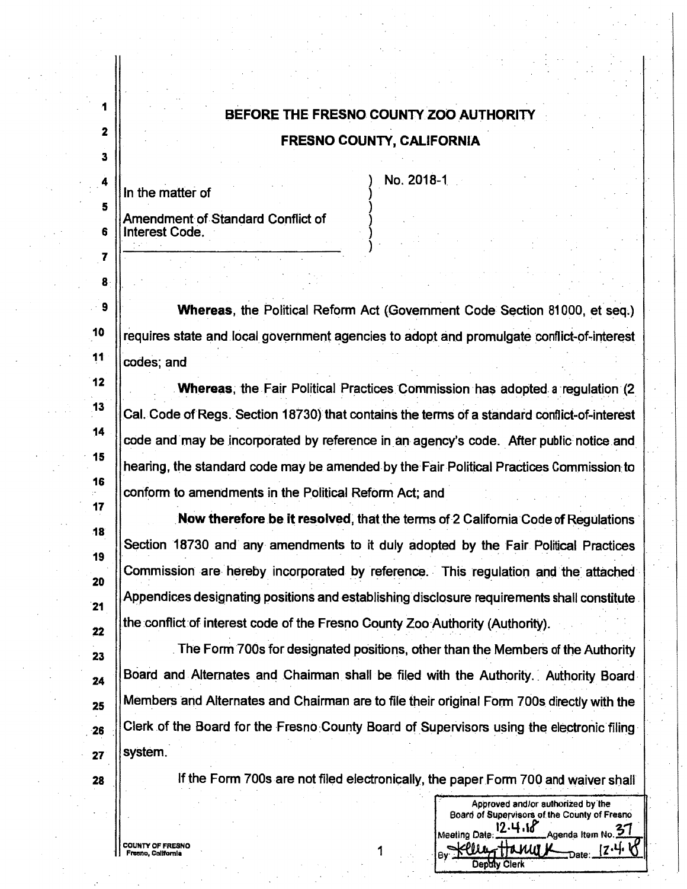**BEFORE THE FRESNO COUNTY ZOO AUTHORITY**

**FRESNO COUNTY, CALIFORNIA**

In the matter of

Amendment of Standard Conflict of Interest Code.

No. 2018-1

**Whereas**, the Political Reform Act (Government Code Section 81000, et seq.) requires state and local government agencies to adopt and promulgate conflict-of-interest codes; and

**Whereas**, the Fair Political Practices Commission has adopted a regulation (2 Cal. Code of Regs. Section 18730) that contains the terms of a standard conflict-of-interest code and may be incorporated by reference in an agency's code. After public notice and hearing, the standard code may be amended by the Fair Political Practices Commission to conform to amendments in the Political Reform Act; and

**Now therefore be it resolved**, that the terms of 2 California Code of Regulations Section 18730 and any amendments to it duly adopted by the Fair Political Practices Commission are hereby incorporated by reference. This regulation and the attached Appendices designating positions and establishing disclosure requirements shall constitute the conflict of interest code of the Fresno County Zoo Authority (Authority).

The Form 700s for designated positions, other than the Members of the Authority Board and Alternates and Chairman shall be filed with the Authority. Authority Board Members and Alternates and Chairman are to file their original Form 700s directly with the Clerk of the Board for the Fresno County Board of Supervisors using the electronic filing system.

If the Form 700s are not filed electronically, the paper Form 700 and waiver shall

Approved and/or authorized by the Board of Supervisors of the County of Fresno
Meeting Date: 12.4.18 Agenda Item No. 37
By: Kelly Hanuk Date: 12.4.18
Deputy Clerk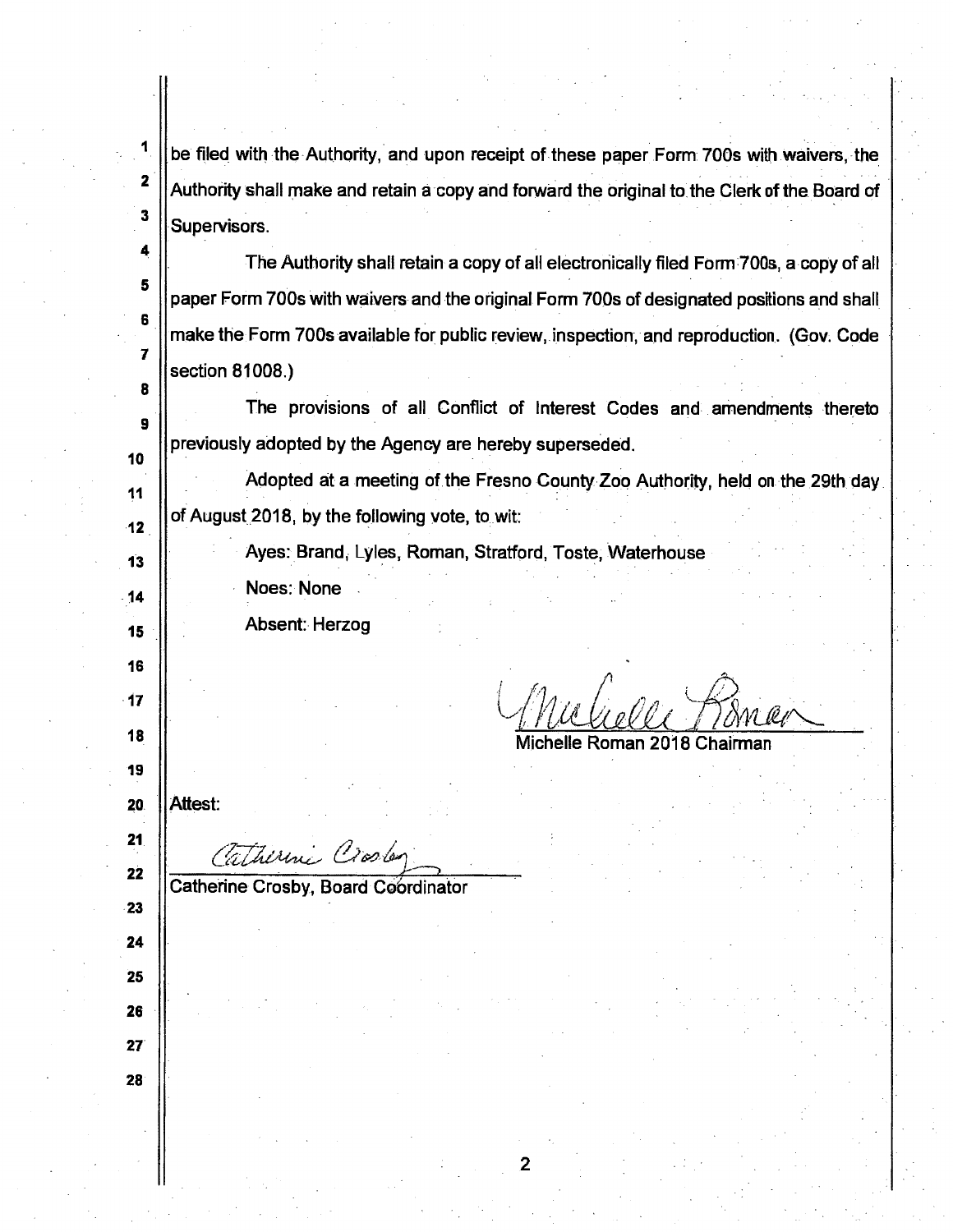be filed with the Authority, and upon receipt of these paper Form 700s with waivers, the Authority shall make and retain a copy and forward the original to the Clerk of the Board of Supervisors.

The Authority shall retain a copy of all electronically filed Form 700s, a copy of all paper Form 700s with waivers and the original Form 700s of designated positions and shall make the Form 700s available for public review, inspection, and reproduction. (Gov. Code section 81008.)

The provisions of all Conflict of Interest Codes and amendments thereto previously adopted by the Agency are hereby superseded.

Adopted at a meeting of the Fresno County Zoo Authority, held on the 29th day of August 2018, by the following vote, to wit:

Ayes: Brand, Lyles, Roman, Stratford, Toste, Waterhouse

Noes: None

Absent: Herzog

Michelle Roman 2018 Chairman

Attest:

Catherine Crosby, Board Coordinator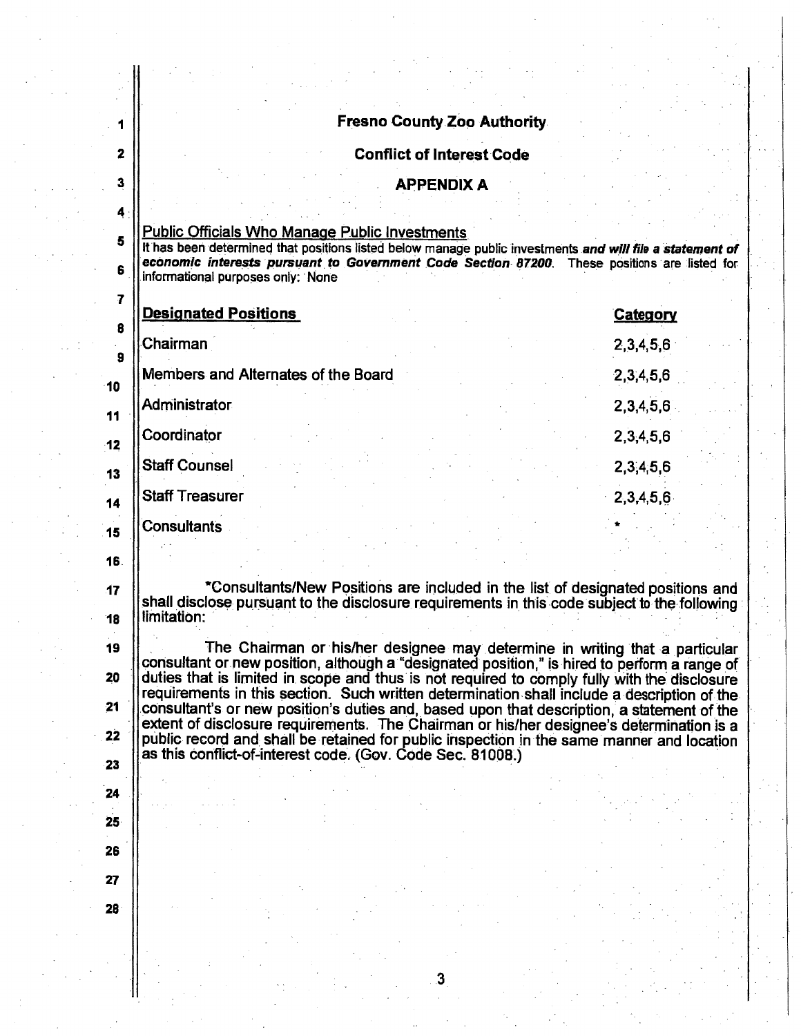# Fresno County Zoo Authority

## Conflict of Interest Code

## APPENDIX A

Public Officials Who Manage Public Investments

It has been determined that positions listed below manage public investments ***and will file a statement of economic interests pursuant to Government Code Section 87200.*** These positions are listed for informational purposes only: None

| Designated Positions | Category |
|---|---|
| Chairman | 2,3,4,5,6 |
| Members and Alternates of the Board | 2,3,4,5,6 |
| Administrator | 2,3,4,5,6 |
| Coordinator | 2,3,4,5,6 |
| Staff Counsel | 2,3,4,5,6 |
| Staff Treasurer | 2,3,4,5,6 |
| Consultants | * |

*Consultants/New Positions are included in the list of designated positions and shall disclose pursuant to the disclosure requirements in this code subject to the following limitation:

The Chairman or his/her designee may determine in writing that a particular consultant or new position, although a "designated position," is hired to perform a range of duties that is limited in scope and thus is not required to comply fully with the disclosure requirements in this section. Such written determination shall include a description of the consultant's or new position's duties and, based upon that description, a statement of the extent of disclosure requirements. The Chairman or his/her designee's determination is a public record and shall be retained for public inspection in the same manner and location as this conflict-of-interest code. (Gov. Code Sec. 81008.)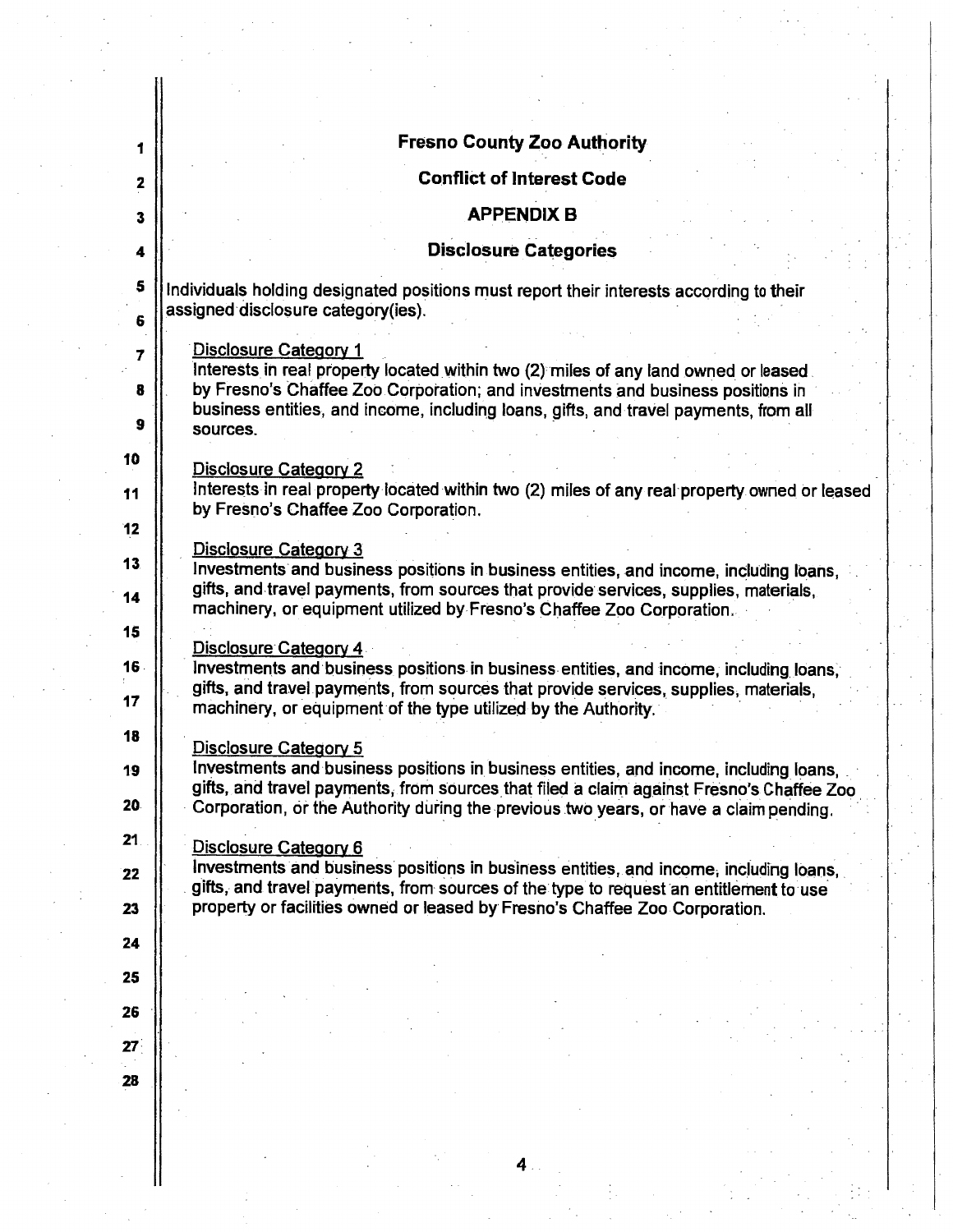# Fresno County Zoo Authority

## Conflict of Interest Code

## APPENDIX B

## Disclosure Categories

Individuals holding designated positions must report their interests according to their assigned disclosure category(ies).

Disclosure Category 1
Interests in real property located within two (2) miles of any land owned or leased by Fresno's Chaffee Zoo Corporation; and investments and business positions in business entities, and income, including loans, gifts, and travel payments, from all sources.

Disclosure Category 2
Interests in real property located within two (2) miles of any real property owned or leased by Fresno's Chaffee Zoo Corporation.

Disclosure Category 3
Investments and business positions in business entities, and income, including loans, gifts, and travel payments, from sources that provide services, supplies, materials, machinery, or equipment utilized by Fresno's Chaffee Zoo Corporation.

Disclosure Category 4
Investments and business positions in business entities, and income, including loans, gifts, and travel payments, from sources that provide services, supplies, materials, machinery, or equipment of the type utilized by the Authority.

Disclosure Category 5
Investments and business positions in business entities, and income, including loans, gifts, and travel payments, from sources that filed a claim against Fresno's Chaffee Zoo Corporation, or the Authority during the previous two years, or have a claim pending.

Disclosure Category 6
Investments and business positions in business entities, and income, including loans, gifts, and travel payments, from sources of the type to request an entitlement to use property or facilities owned or leased by Fresno's Chaffee Zoo Corporation.